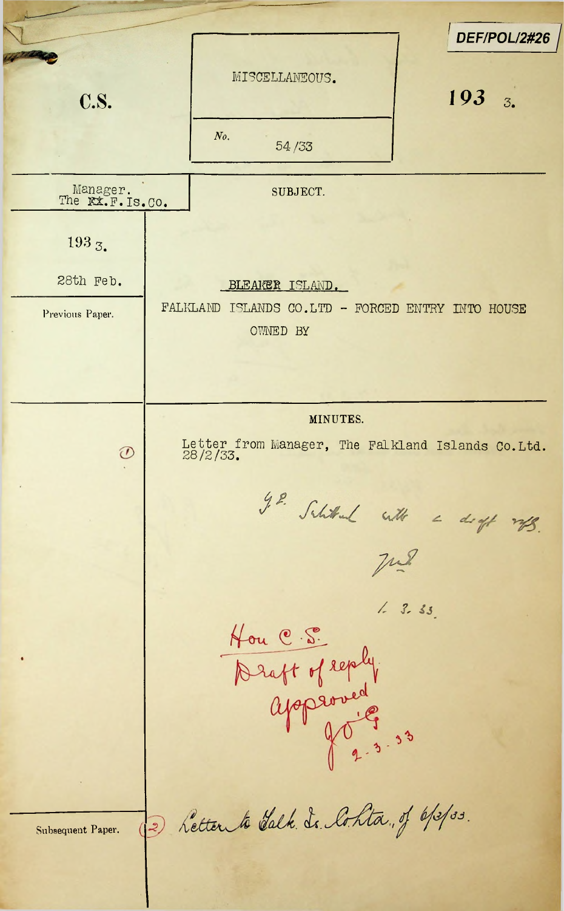DEF/POL/2#26

C.S.

MISCELLANEOUS.

No. 54/33

1933.

Manager.
The ~~FI~~.F.Is.Co.

SUBJECT.

1933.

28th Feb.

BLEAKER ISLAND.

FALKLAND ISLANDS CO.LTD - FORCED ENTRY INTO HOUSE OWNED BY

Previous Paper.

MINUTES.

(1) Letter from Manager, The Falkland Islands Co.Ltd. 28/2/33.

J.P. Submitted with a draft reply.

1. 3. 33.

Hon C.S.
Draft of reply approved
2-3-33

Subsequent Paper.

(2) Letter to Falk. Is. Co.Ltd., of 6/3/33.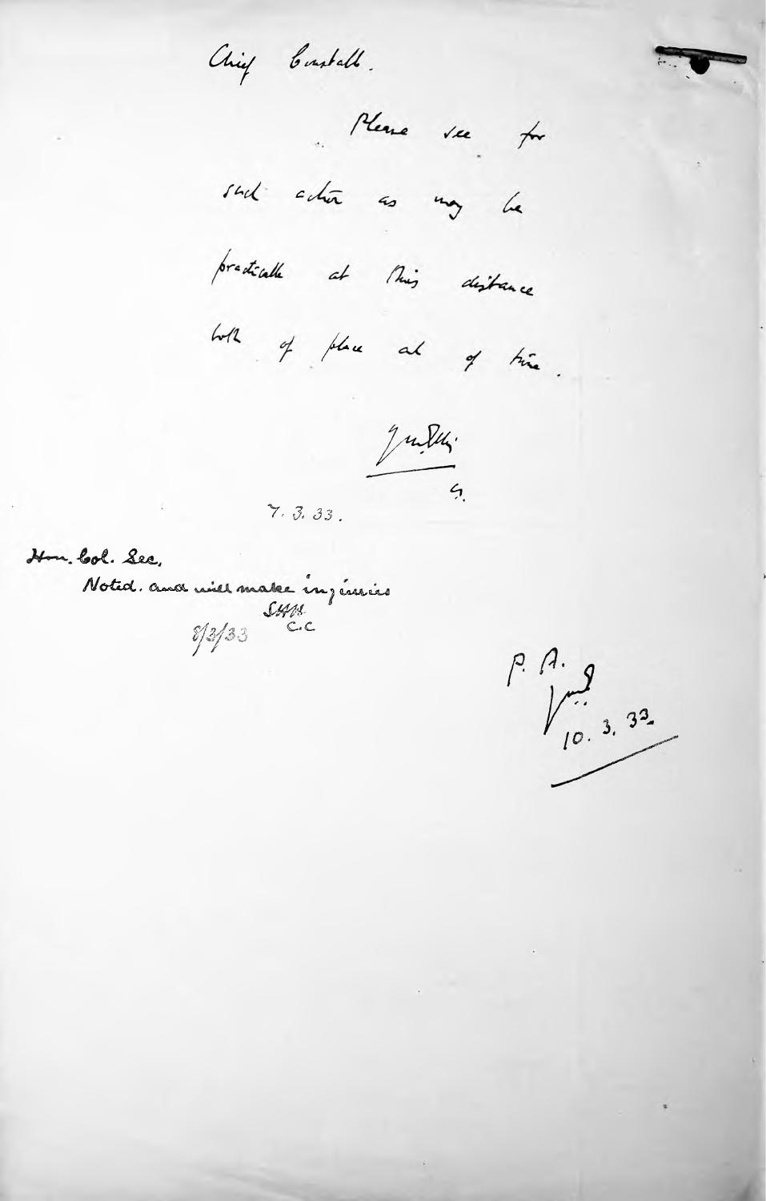Chief Constable.

Please see for such action as may be practicable at this distance both of place and of time.

[signature]

G.

7. 3. 33.

Hon. Col. Sec.,

Noted, and will make inquiries

SHM

C.C.

8/3/33

P. A.

[initials]

10. 3. 33.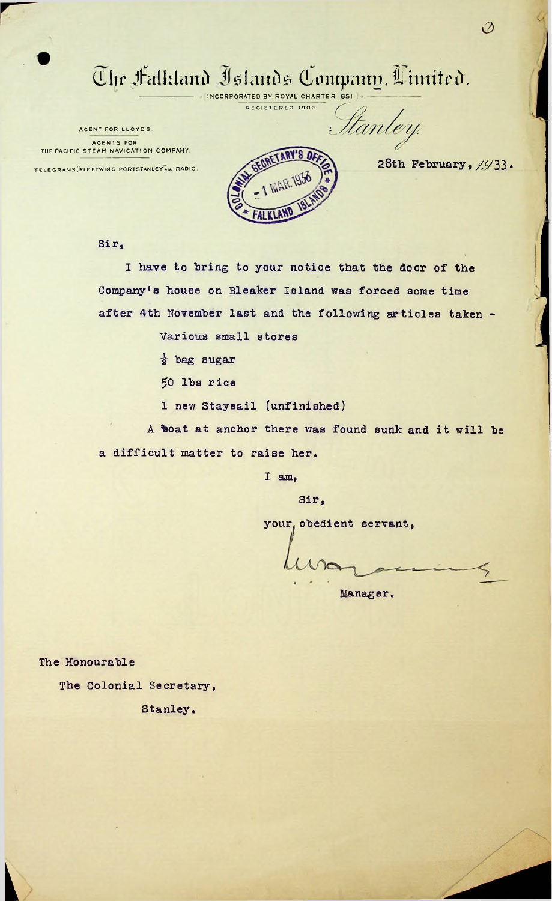# The Falkland Islands Company, Limited.

INCORPORATED BY ROYAL CHARTER 1851.
REGISTERED 1902.

AGENT FOR LLOYDS.
AGENTS FOR THE PACIFIC STEAM NAVIGATION COMPANY.
TELEGRAMS "FLEETWING PORTSTANLEY" via RADIO.

COLONIAL SECRETARY'S OFFICE
- 1 MAR. 1933
FALKLAND ISLANDS

Stanley.

28th February, 1933.

Sir,

I have to bring to your notice that the door of the Company's house on Bleaker Island was forced some time after 4th November last and the following articles taken -

Various small stores

½ bag sugar

50 lbs rice

1 new Staysail (unfinished)

A boat at anchor there was found sunk and it will be a difficult matter to raise her.

I am,

Sir,

your obedient servant,

Manager.

The Honourable
The Colonial Secretary,
Stanley.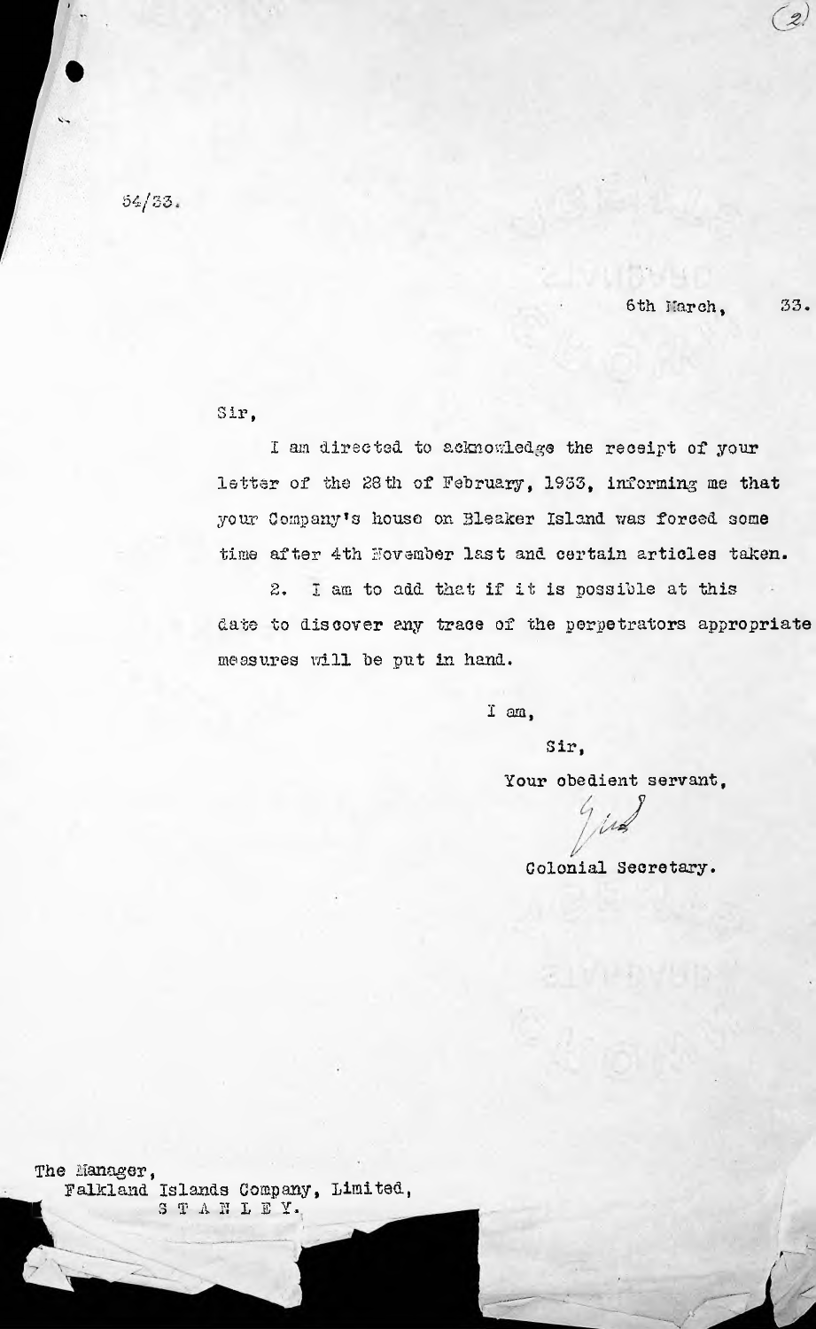54/33.

6th March, 33.

Sir,

I am directed to acknowledge the receipt of your letter of the 28th of February, 1933, informing me that your Company's house on Bleaker Island was forced some time after 4th November last and certain articles taken.

2. I am to add that if it is possible at this date to discover any trace of the perpetrators appropriate measures will be put in hand.

I am,

Sir,

Your obedient servant,

Colonial Secretary.

The Manager,
Falkland Islands Company, Limited,
S T A N L E Y.